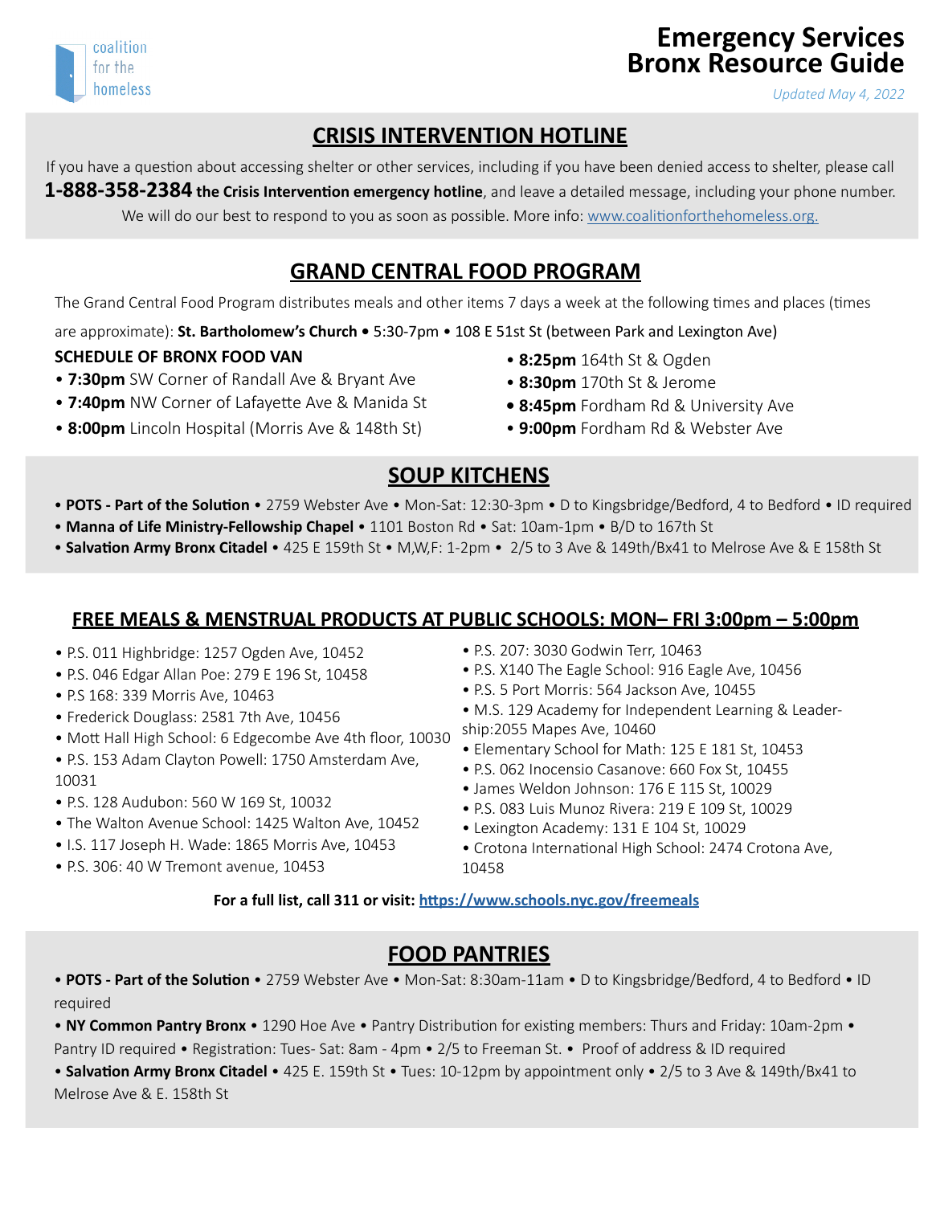coalition for the homeless

# Emergency Services
# Bronx Resource Guide

*Updated May 4, 2022*

## CRISIS INTERVENTION HOTLINE

If you have a question about accessing shelter or other services, including if you have been denied access to shelter, please call **1-888-358-2384 the Crisis Intervention emergency hotline**, and leave a detailed message, including your phone number. We will do our best to respond to you as soon as possible. More info: [www.coalitionforthehomeless.org.](http://www.coalitionforthehomeless.org)

## GRAND CENTRAL FOOD PROGRAM

The Grand Central Food Program distributes meals and other items 7 days a week at the following times and places (times are approximate): **St. Bartholomew's Church •** 5:30-7pm • 108 E 51st St (between Park and Lexington Ave)

**SCHEDULE OF BRONX FOOD VAN**

- **7:30pm** SW Corner of Randall Ave & Bryant Ave
- **7:40pm** NW Corner of Lafayette Ave & Manida St
- **8:00pm** Lincoln Hospital (Morris Ave & 148th St)
- **8:25pm** 164th St & Ogden
- **8:30pm** 170th St & Jerome
- **8:45pm** Fordham Rd & University Ave
- **9:00pm** Fordham Rd & Webster Ave

## SOUP KITCHENS

- **POTS - Part of the Solution** • 2759 Webster Ave • Mon-Sat: 12:30-3pm • D to Kingsbridge/Bedford, 4 to Bedford • ID required
- **Manna of Life Ministry-Fellowship Chapel** • 1101 Boston Rd • Sat: 10am-1pm • B/D to 167th St
- **Salvation Army Bronx Citadel** • 425 E 159th St • M,W,F: 1-2pm • 2/5 to 3 Ave & 149th/Bx41 to Melrose Ave & E 158th St

## FREE MEALS & MENSTRUAL PRODUCTS AT PUBLIC SCHOOLS: MON– FRI 3:00pm – 5:00pm

- P.S. 011 Highbridge: 1257 Ogden Ave, 10452
- P.S. 046 Edgar Allan Poe: 279 E 196 St, 10458
- P.S 168: 339 Morris Ave, 10463
- Frederick Douglass: 2581 7th Ave, 10456
- Mott Hall High School: 6 Edgecombe Ave 4th floor, 10030
- P.S. 153 Adam Clayton Powell: 1750 Amsterdam Ave, 10031
- P.S. 128 Audubon: 560 W 169 St, 10032
- The Walton Avenue School: 1425 Walton Ave, 10452
- I.S. 117 Joseph H. Wade: 1865 Morris Ave, 10453
- P.S. 306: 40 W Tremont avenue, 10453
- P.S. 207: 3030 Godwin Terr, 10463
- P.S. X140 The Eagle School: 916 Eagle Ave, 10456
- P.S. 5 Port Morris: 564 Jackson Ave, 10455
- M.S. 129 Academy for Independent Learning & Leadership:2055 Mapes Ave, 10460
- Elementary School for Math: 125 E 181 St, 10453
- P.S. 062 Inocensio Casanove: 660 Fox St, 10455
- James Weldon Johnson: 176 E 115 St, 10029
- P.S. 083 Luis Munoz Rivera: 219 E 109 St, 10029
- Lexington Academy: 131 E 104 St, 10029
- Crotona International High School: 2474 Crotona Ave, 10458

**For a full list, call 311 or visit: [https://www.schools.nyc.gov/freemeals](https://www.schools.nyc.gov/freemeals)**

## FOOD PANTRIES

- **POTS - Part of the Solution** • 2759 Webster Ave • Mon-Sat: 8:30am-11am • D to Kingsbridge/Bedford, 4 to Bedford • ID required
- **NY Common Pantry Bronx** • 1290 Hoe Ave • Pantry Distribution for existing members: Thurs and Friday: 10am-2pm • Pantry ID required • Registration: Tues- Sat: 8am - 4pm • 2/5 to Freeman St. • Proof of address & ID required
- **Salvation Army Bronx Citadel** • 425 E. 159th St • Tues: 10-12pm by appointment only • 2/5 to 3 Ave & 149th/Bx41 to Melrose Ave & E. 158th St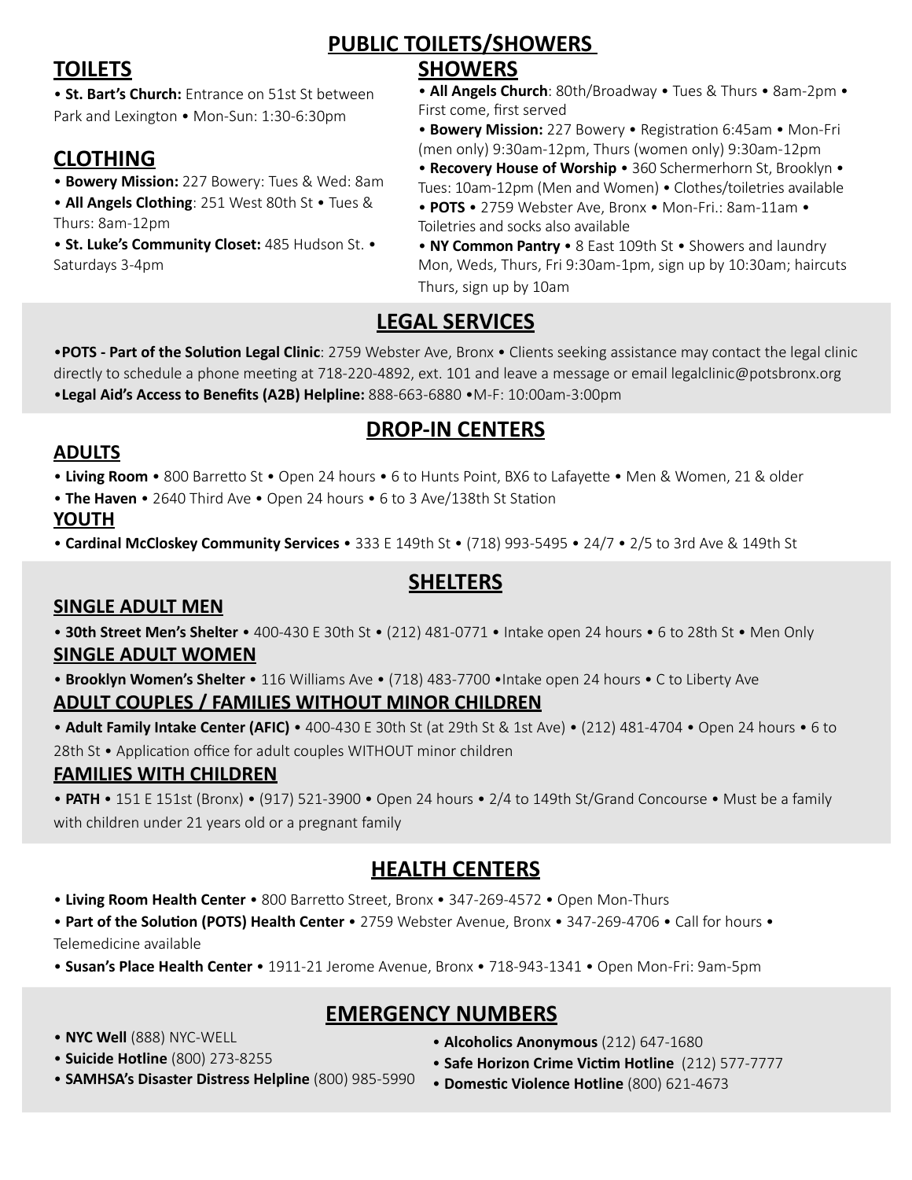# PUBLIC TOILETS/SHOWERS

## TOILETS

- **St. Bart's Church:** Entrance on 51st St between Park and Lexington • Mon-Sun: 1:30-6:30pm

## CLOTHING

- **Bowery Mission:** 227 Bowery: Tues & Wed: 8am
- **All Angels Clothing**: 251 West 80th St • Tues & Thurs: 8am-12pm
- **St. Luke's Community Closet:** 485 Hudson St. • Saturdays 3-4pm

## SHOWERS

- **All Angels Church**: 80th/Broadway • Tues & Thurs • 8am-2pm • First come, first served
- **Bowery Mission:** 227 Bowery • Registration 6:45am • Mon-Fri (men only) 9:30am-12pm, Thurs (women only) 9:30am-12pm
- **Recovery House of Worship** • 360 Schermerhorn St, Brooklyn • Tues: 10am-12pm (Men and Women) • Clothes/toiletries available
- **POTS** • 2759 Webster Ave, Bronx • Mon-Fri.: 8am-11am • Toiletries and socks also available
- **NY Common Pantry** • 8 East 109th St • Showers and laundry Mon, Weds, Thurs, Fri 9:30am-1pm, sign up by 10:30am; haircuts Thurs, sign up by 10am

# LEGAL SERVICES

- **POTS - Part of the Solution Legal Clinic**: 2759 Webster Ave, Bronx • Clients seeking assistance may contact the legal clinic directly to schedule a phone meeting at 718-220-4892, ext. 101 and leave a message or email legalclinic@potsbronx.org
- **Legal Aid's Access to Benefits (A2B) Helpline:** 888-663-6880 •M-F: 10:00am-3:00pm

# DROP-IN CENTERS

## ADULTS

- **Living Room** • 800 Barretto St • Open 24 hours • 6 to Hunts Point, BX6 to Lafayette • Men & Women, 21 & older
- **The Haven** • 2640 Third Ave • Open 24 hours • 6 to 3 Ave/138th St Station

## YOUTH

- **Cardinal McCloskey Community Services** • 333 E 149th St • (718) 993-5495 • 24/7 • 2/5 to 3rd Ave & 149th St

# SHELTERS

## SINGLE ADULT MEN

- **30th Street Men's Shelter** • 400-430 E 30th St • (212) 481-0771 • Intake open 24 hours • 6 to 28th St • Men Only

## SINGLE ADULT WOMEN

- **Brooklyn Women's Shelter** • 116 Williams Ave • (718) 483-7700 •Intake open 24 hours • C to Liberty Ave

## ADULT COUPLES / FAMILIES WITHOUT MINOR CHILDREN

- **Adult Family Intake Center (AFIC)** • 400-430 E 30th St (at 29th St & 1st Ave) • (212) 481-4704 • Open 24 hours • 6 to 28th St • Application office for adult couples WITHOUT minor children

## FAMILIES WITH CHILDREN

- **PATH** • 151 E 151st (Bronx) • (917) 521-3900 • Open 24 hours • 2/4 to 149th St/Grand Concourse • Must be a family with children under 21 years old or a pregnant family

# HEALTH CENTERS

- **Living Room Health Center** • 800 Barretto Street, Bronx • 347-269-4572 • Open Mon-Thurs
- **Part of the Solution (POTS) Health Center** • 2759 Webster Avenue, Bronx • 347-269-4706 • Call for hours • Telemedicine available
- **Susan's Place Health Center** • 1911-21 Jerome Avenue, Bronx • 718-943-1341 • Open Mon-Fri: 9am-5pm

# EMERGENCY NUMBERS

- **NYC Well** (888) NYC-WELL
- **Suicide Hotline** (800) 273-8255
- **SAMHSA's Disaster Distress Helpline** (800) 985-5990
- **Alcoholics Anonymous** (212) 647-1680
- **Safe Horizon Crime Victim Hotline** (212) 577-7777
- **Domestic Violence Hotline** (800) 621-4673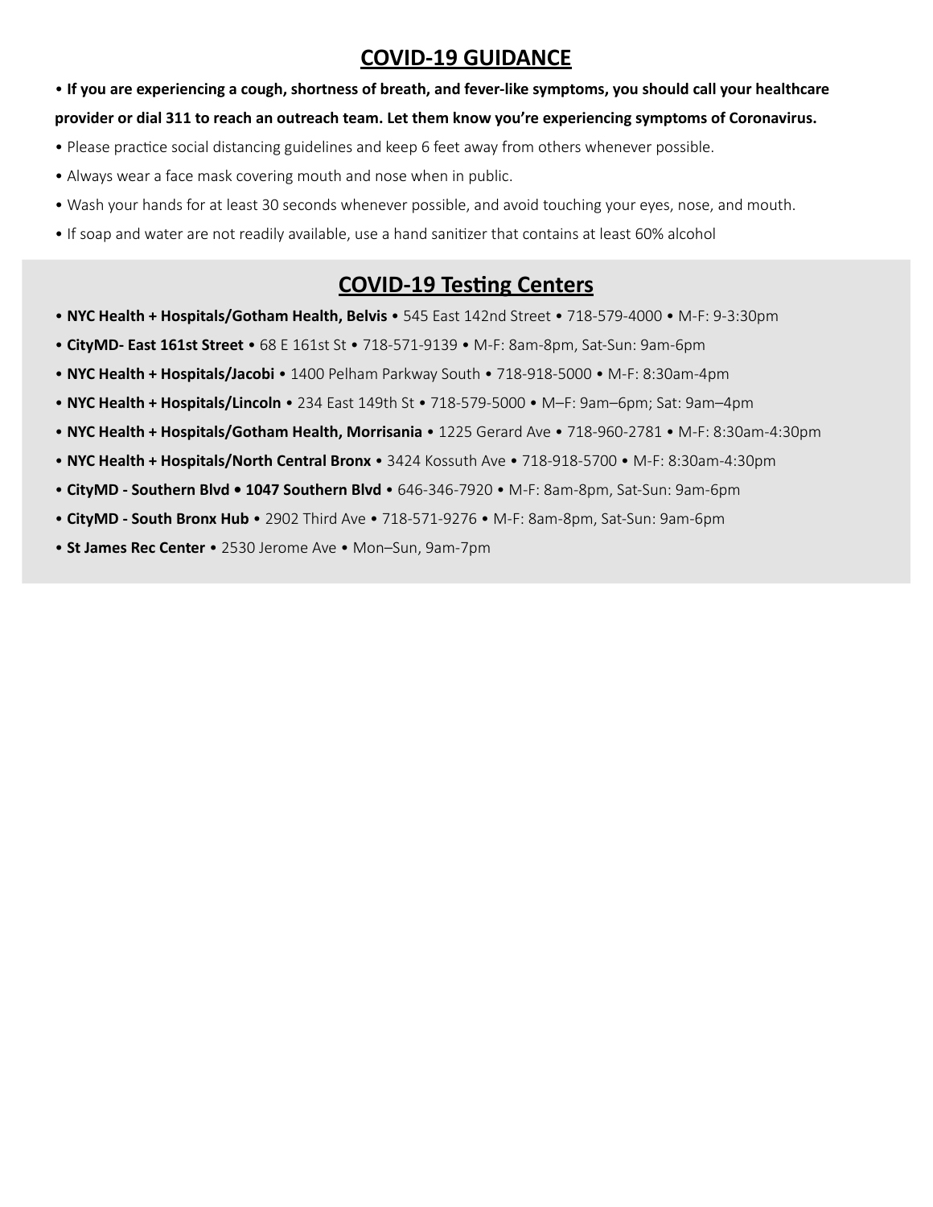## **COVID-19 GUIDANCE**

- **If you are experiencing a cough, shortness of breath, and fever-like symptoms, you should call your healthcare provider or dial 311 to reach an outreach team. Let them know you're experiencing symptoms of Coronavirus.**
- Please practice social distancing guidelines and keep 6 feet away from others whenever possible.
- Always wear a face mask covering mouth and nose when in public.
- Wash your hands for at least 30 seconds whenever possible, and avoid touching your eyes, nose, and mouth.
- If soap and water are not readily available, use a hand sanitizer that contains at least 60% alcohol

## **COVID-19 Testing Centers**

- **NYC Health + Hospitals/Gotham Health, Belvis** • 545 East 142nd Street • 718-579-4000 • M-F: 9-3:30pm
- **CityMD- East 161st Street** • 68 E 161st St • 718-571-9139 • M-F: 8am-8pm, Sat-Sun: 9am-6pm
- **NYC Health + Hospitals/Jacobi** • 1400 Pelham Parkway South • 718-918-5000 • M-F: 8:30am-4pm
- **NYC Health + Hospitals/Lincoln** • 234 East 149th St • 718-579-5000 • M–F: 9am–6pm; Sat: 9am–4pm
- **NYC Health + Hospitals/Gotham Health, Morrisania** • 1225 Gerard Ave • 718-960-2781 • M-F: 8:30am-4:30pm
- **NYC Health + Hospitals/North Central Bronx** • 3424 Kossuth Ave • 718-918-5700 • M-F: 8:30am-4:30pm
- **CityMD - Southern Blvd • 1047 Southern Blvd** • 646-346-7920 • M-F: 8am-8pm, Sat-Sun: 9am-6pm
- **CityMD - South Bronx Hub** • 2902 Third Ave • 718-571-9276 • M-F: 8am-8pm, Sat-Sun: 9am-6pm
- **St James Rec Center** • 2530 Jerome Ave • Mon–Sun, 9am-7pm